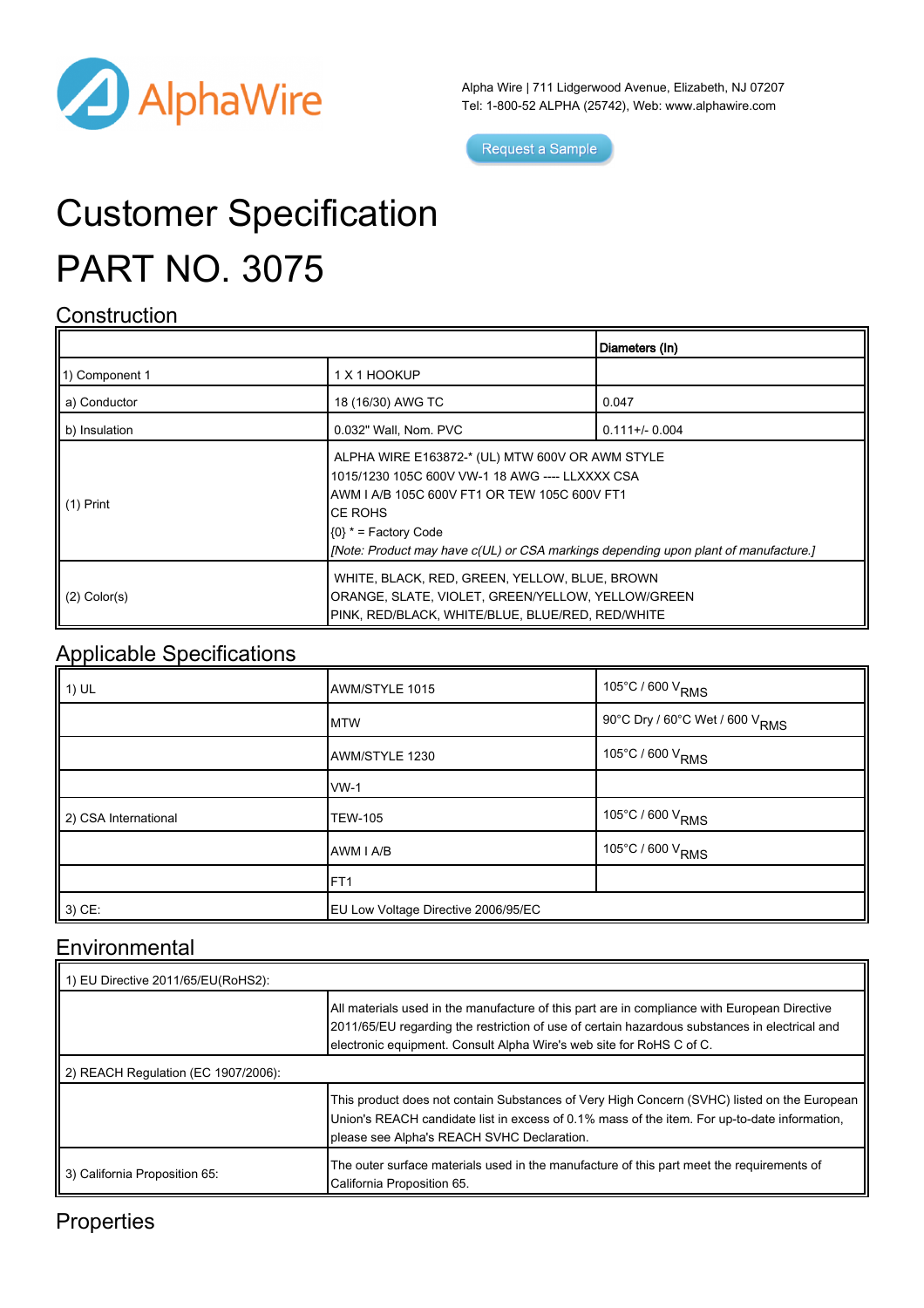AlphaWire

Alpha Wire | 711 Lidgerwood Avenue, Elizabeth, NJ 07207
Tel: 1-800-52 ALPHA (25742), Web: www.alphawire.com

Request a Sample

# Customer Specification

# PART NO. 3075

## Construction

| | | Diameters (In) |
|---|---|---|
| 1) Component 1 | 1 X 1 HOOKUP | |
| a) Conductor | 18 (16/30) AWG TC | 0.047 |
| b) Insulation | 0.032" Wall, Nom. PVC | 0.111+/- 0.004 |
| (1) Print | ALPHA WIRE E163872-* (UL) MTW 600V OR AWM STYLE 1015/1230 105C 600V VW-1 18 AWG ---- LLXXXX CSA AWM I A/B 105C 600V FT1 OR TEW 105C 600V FT1 CE ROHS {0} * = Factory Code *[Note: Product may have c(UL) or CSA markings depending upon plant of manufacture.]* | |
| (2) Color(s) | WHITE, BLACK, RED, GREEN, YELLOW, BLUE, BROWN ORANGE, SLATE, VIOLET, GREEN/YELLOW, YELLOW/GREEN PINK, RED/BLACK, WHITE/BLUE, BLUE/RED, RED/WHITE | |

## Applicable Specifications

| | | |
|---|---|---|
| 1) UL | AWM/STYLE 1015 | 105°C / 600 $V_{RMS}$ |
| | MTW | 90°C Dry / 60°C Wet / 600 $V_{RMS}$ |
| | AWM/STYLE 1230 | 105°C / 600 $V_{RMS}$ |
| | VW-1 | |
| 2) CSA International | TEW-105 | 105°C / 600 $V_{RMS}$ |
| | AWM I A/B | 105°C / 600 $V_{RMS}$ |
| | FT1 | |
| 3) CE: | EU Low Voltage Directive 2006/95/EC | |

## Environmental

| | |
|---|---|
| 1) EU Directive 2011/65/EU(RoHS2): | |
| | All materials used in the manufacture of this part are in compliance with European Directive 2011/65/EU regarding the restriction of use of certain hazardous substances in electrical and electronic equipment. Consult Alpha Wire's web site for RoHS C of C. |
| 2) REACH Regulation (EC 1907/2006): | |
| | This product does not contain Substances of Very High Concern (SVHC) listed on the European Union's REACH candidate list in excess of 0.1% mass of the item. For up-to-date information, please see Alpha's REACH SVHC Declaration. |
| 3) California Proposition 65: | The outer surface materials used in the manufacture of this part meet the requirements of California Proposition 65. |

## Properties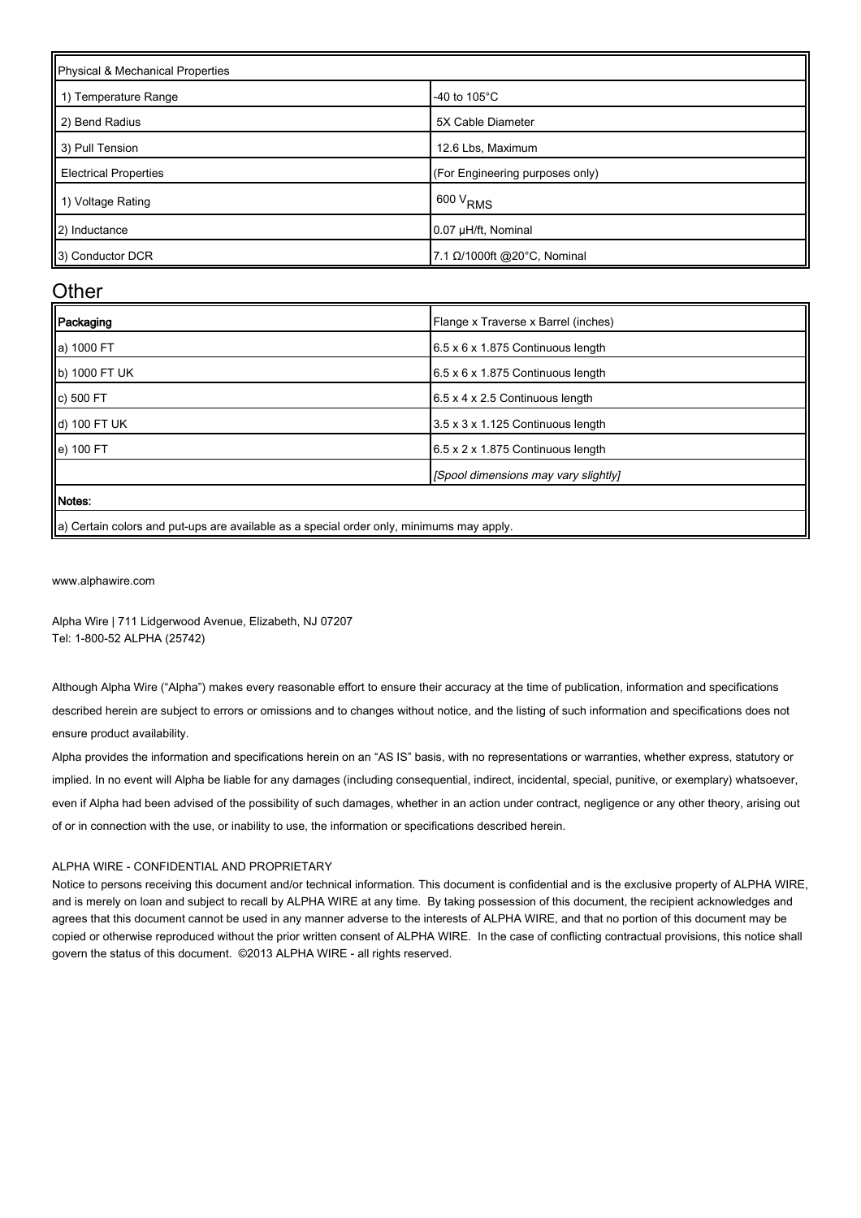| Physical & Mechanical Properties | |
|---|---|
| 1) Temperature Range | -40 to 105°C |
| 2) Bend Radius | 5X Cable Diameter |
| 3) Pull Tension | 12.6 Lbs, Maximum |
| Electrical Properties | (For Engineering purposes only) |
| 1) Voltage Rating | 600 $V_{RMS}$ |
| 2) Inductance | 0.07 µH/ft, Nominal |
| 3) Conductor DCR | 7.1 Ω/1000ft @20°C, Nominal |

## Other

| **Packaging** | Flange x Traverse x Barrel (inches) |
|---|---|
| a) 1000 FT | 6.5 x 6 x 1.875 Continuous length |
| b) 1000 FT UK | 6.5 x 6 x 1.875 Continuous length |
| c) 500 FT | 6.5 x 4 x 2.5 Continuous length |
| d) 100 FT UK | 3.5 x 3 x 1.125 Continuous length |
| e) 100 FT | 6.5 x 2 x 1.875 Continuous length |
| | *[Spool dimensions may vary slightly]* |
| **Notes:** | |
| a) Certain colors and put-ups are available as a special order only, minimums may apply. | |

www.alphawire.com

Alpha Wire | 711 Lidgerwood Avenue, Elizabeth, NJ 07207
Tel: 1-800-52 ALPHA (25742)

Although Alpha Wire ("Alpha") makes every reasonable effort to ensure their accuracy at the time of publication, information and specifications described herein are subject to errors or omissions and to changes without notice, and the listing of such information and specifications does not ensure product availability.

Alpha provides the information and specifications herein on an "AS IS" basis, with no representations or warranties, whether express, statutory or implied. In no event will Alpha be liable for any damages (including consequential, indirect, incidental, special, punitive, or exemplary) whatsoever, even if Alpha had been advised of the possibility of such damages, whether in an action under contract, negligence or any other theory, arising out of or in connection with the use, or inability to use, the information or specifications described herein.

ALPHA WIRE - CONFIDENTIAL AND PROPRIETARY

Notice to persons receiving this document and/or technical information. This document is confidential and is the exclusive property of ALPHA WIRE, and is merely on loan and subject to recall by ALPHA WIRE at any time. By taking possession of this document, the recipient acknowledges and agrees that this document cannot be used in any manner adverse to the interests of ALPHA WIRE, and that no portion of this document may be copied or otherwise reproduced without the prior written consent of ALPHA WIRE. In the case of conflicting contractual provisions, this notice shall govern the status of this document. ©2013 ALPHA WIRE - all rights reserved.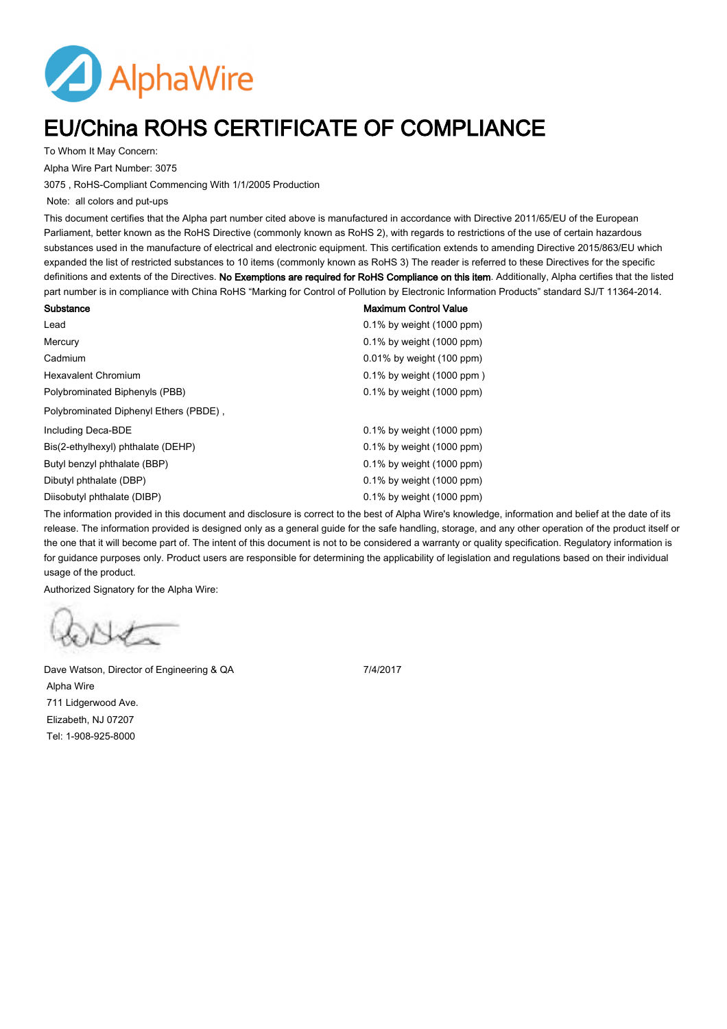AlphaWire

# EU/China ROHS CERTIFICATE OF COMPLIANCE

To Whom It May Concern:

Alpha Wire Part Number: 3075

3075 , RoHS-Compliant Commencing With 1/1/2005 Production

Note: all colors and put-ups

This document certifies that the Alpha part number cited above is manufactured in accordance with Directive 2011/65/EU of the European Parliament, better known as the RoHS Directive (commonly known as RoHS 2), with regards to restrictions of the use of certain hazardous substances used in the manufacture of electrical and electronic equipment. This certification extends to amending Directive 2015/863/EU which expanded the list of restricted substances to 10 items (commonly known as RoHS 3) The reader is referred to these Directives for the specific definitions and extents of the Directives. **No Exemptions are required for RoHS Compliance on this item**. Additionally, Alpha certifies that the listed part number is in compliance with China RoHS "Marking for Control of Pollution by Electronic Information Products" standard SJ/T 11364-2014.

| Substance | Maximum Control Value |
|---|---|
| Lead | 0.1% by weight (1000 ppm) |
| Mercury | 0.1% by weight (1000 ppm) |
| Cadmium | 0.01% by weight (100 ppm) |
| Hexavalent Chromium | 0.1% by weight (1000 ppm ) |
| Polybrominated Biphenyls (PBB) | 0.1% by weight (1000 ppm) |
| Polybrominated Diphenyl Ethers (PBDE) , | |
| Including Deca-BDE | 0.1% by weight (1000 ppm) |
| Bis(2-ethylhexyl) phthalate (DEHP) | 0.1% by weight (1000 ppm) |
| Butyl benzyl phthalate (BBP) | 0.1% by weight (1000 ppm) |
| Dibutyl phthalate (DBP) | 0.1% by weight (1000 ppm) |
| Diisobutyl phthalate (DIBP) | 0.1% by weight (1000 ppm) |

The information provided in this document and disclosure is correct to the best of Alpha Wire's knowledge, information and belief at the date of its release. The information provided is designed only as a general guide for the safe handling, storage, and any other operation of the product itself or the one that it will become part of. The intent of this document is not to be considered a warranty or quality specification. Regulatory information is for guidance purposes only. Product users are responsible for determining the applicability of legislation and regulations based on their individual usage of the product.

Authorized Signatory for the Alpha Wire:

Dave Watson, Director of Engineering & QA 7/4/2017

Alpha Wire

711 Lidgerwood Ave.

Elizabeth, NJ 07207

Tel: 1-908-925-8000